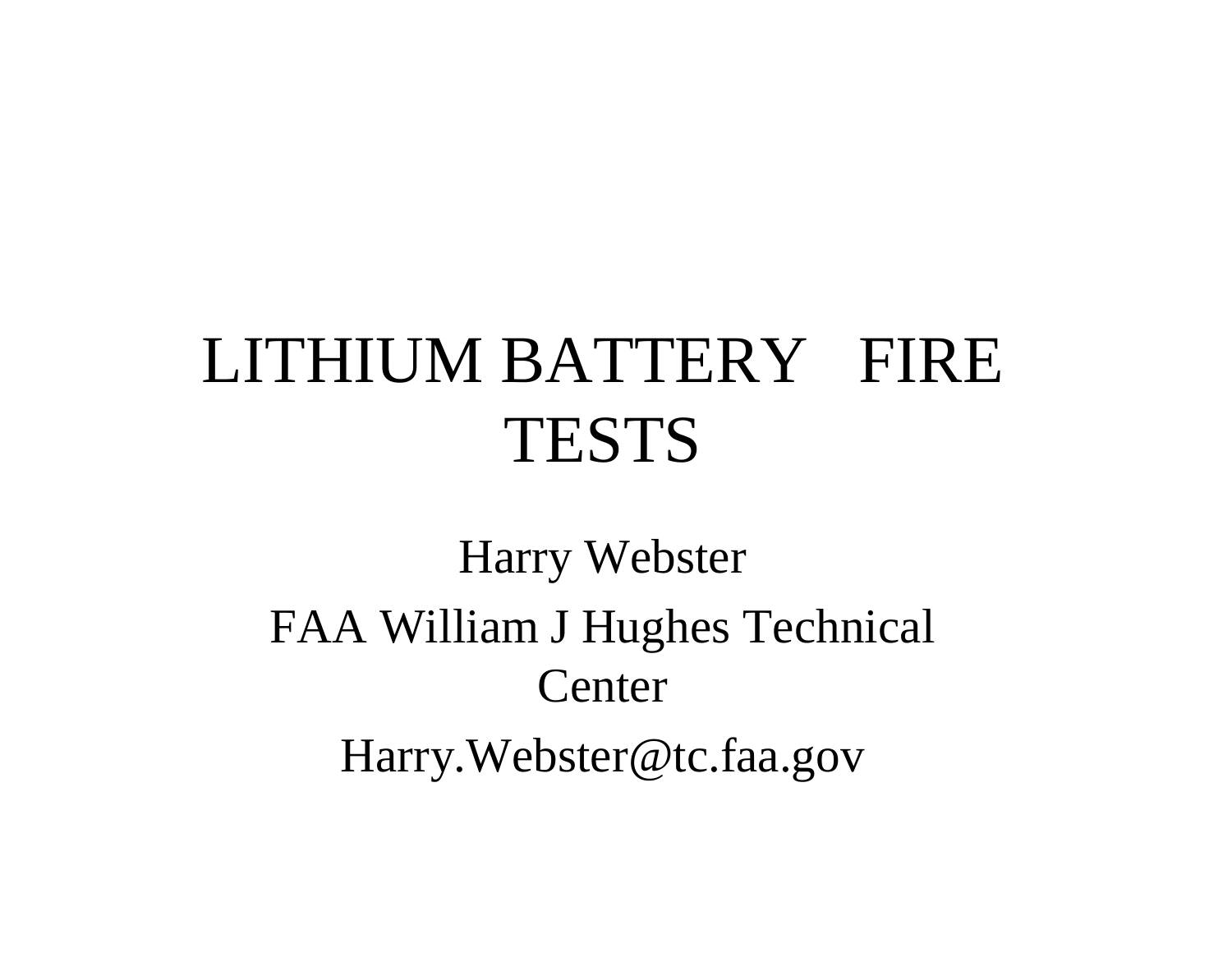# LITHIUM BATTERY FIRE TESTS

Harry Webster

FAA William J Hughes Technical Center

Harry.Webster@tc.faa.gov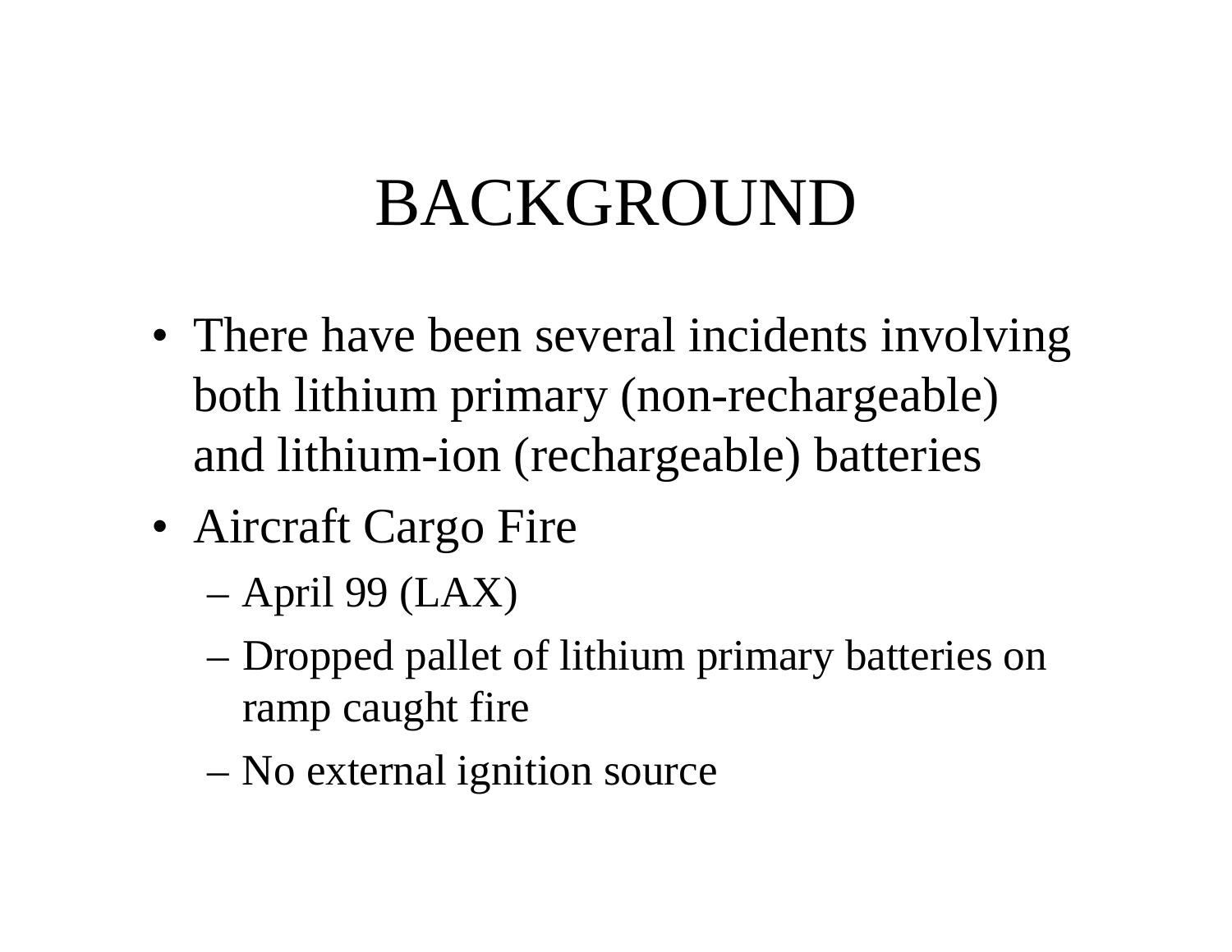# BACKGROUND

- There have been several incidents involving both lithium primary (non-rechargeable) and lithium-ion (rechargeable) batteries
- Aircraft Cargo Fire
  - April 99 (LAX)
  - Dropped pallet of lithium primary batteries on ramp caught fire
  - No external ignition source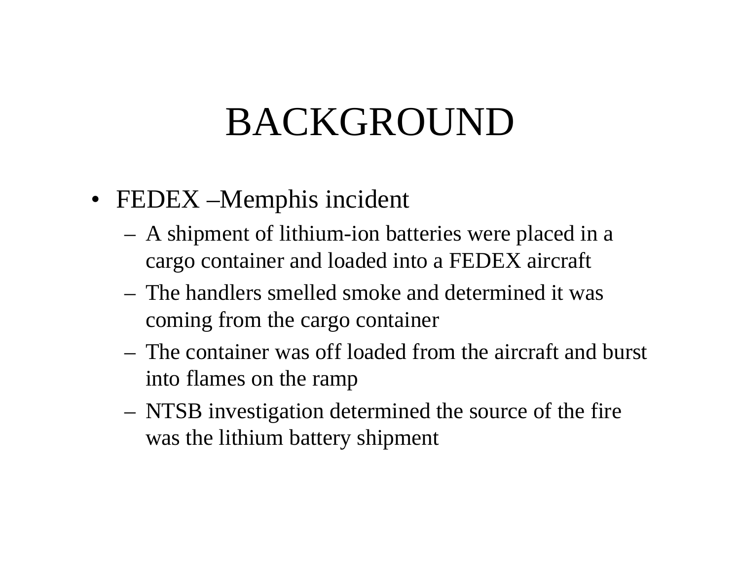# BACKGROUND

- FEDEX –Memphis incident
  - A shipment of lithium-ion batteries were placed in a cargo container and loaded into a FEDEX aircraft
  - The handlers smelled smoke and determined it was coming from the cargo container
  - The container was off loaded from the aircraft and burst into flames on the ramp
  - NTSB investigation determined the source of the fire was the lithium battery shipment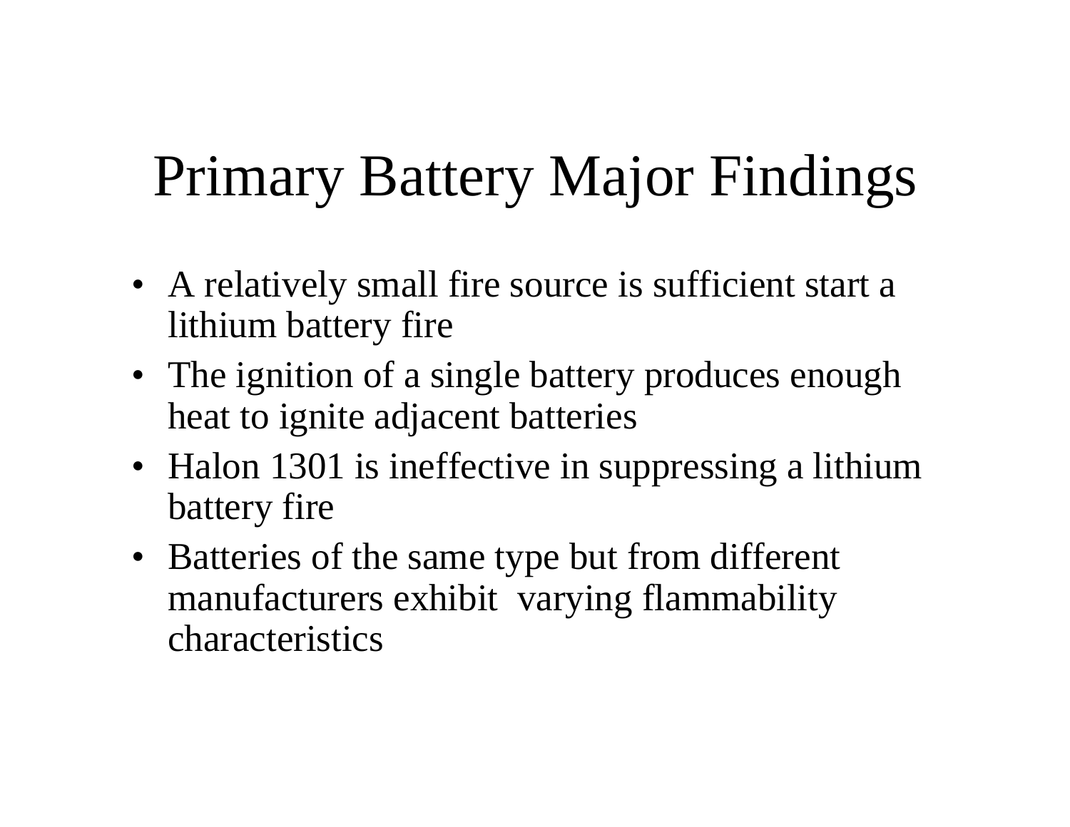# Primary Battery Major Findings

- A relatively small fire source is sufficient start a lithium battery fire
- The ignition of a single battery produces enough heat to ignite adjacent batteries
- Halon 1301 is ineffective in suppressing a lithium battery fire
- Batteries of the same type but from different manufacturers exhibit varying flammability characteristics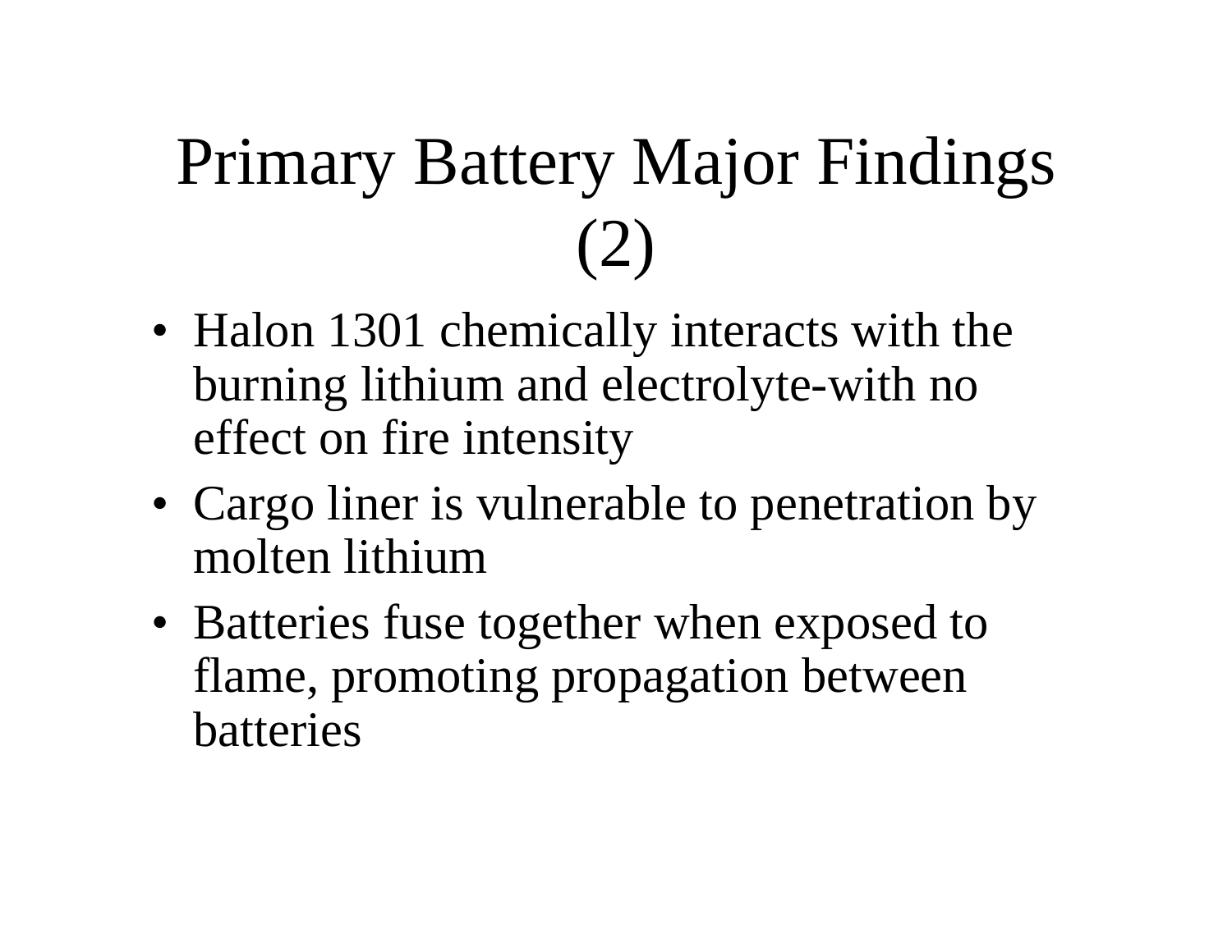# Primary Battery Major Findings (2)

- Halon 1301 chemically interacts with the burning lithium and electrolyte-with no effect on fire intensity
- Cargo liner is vulnerable to penetration by molten lithium
- Batteries fuse together when exposed to flame, promoting propagation between batteries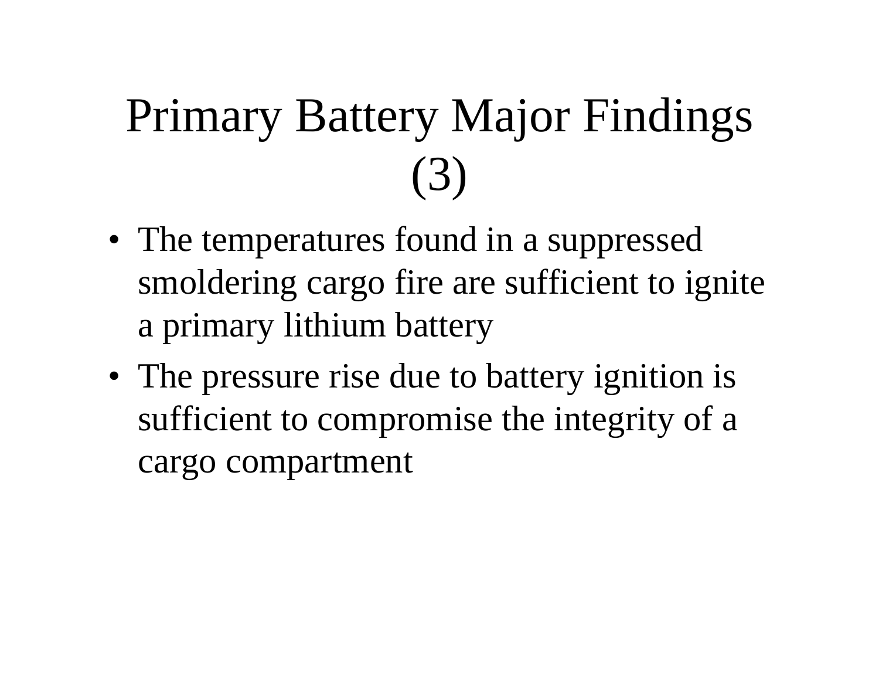# Primary Battery Major Findings (3)

- The temperatures found in a suppressed smoldering cargo fire are sufficient to ignite a primary lithium battery
- The pressure rise due to battery ignition is sufficient to compromise the integrity of a cargo compartment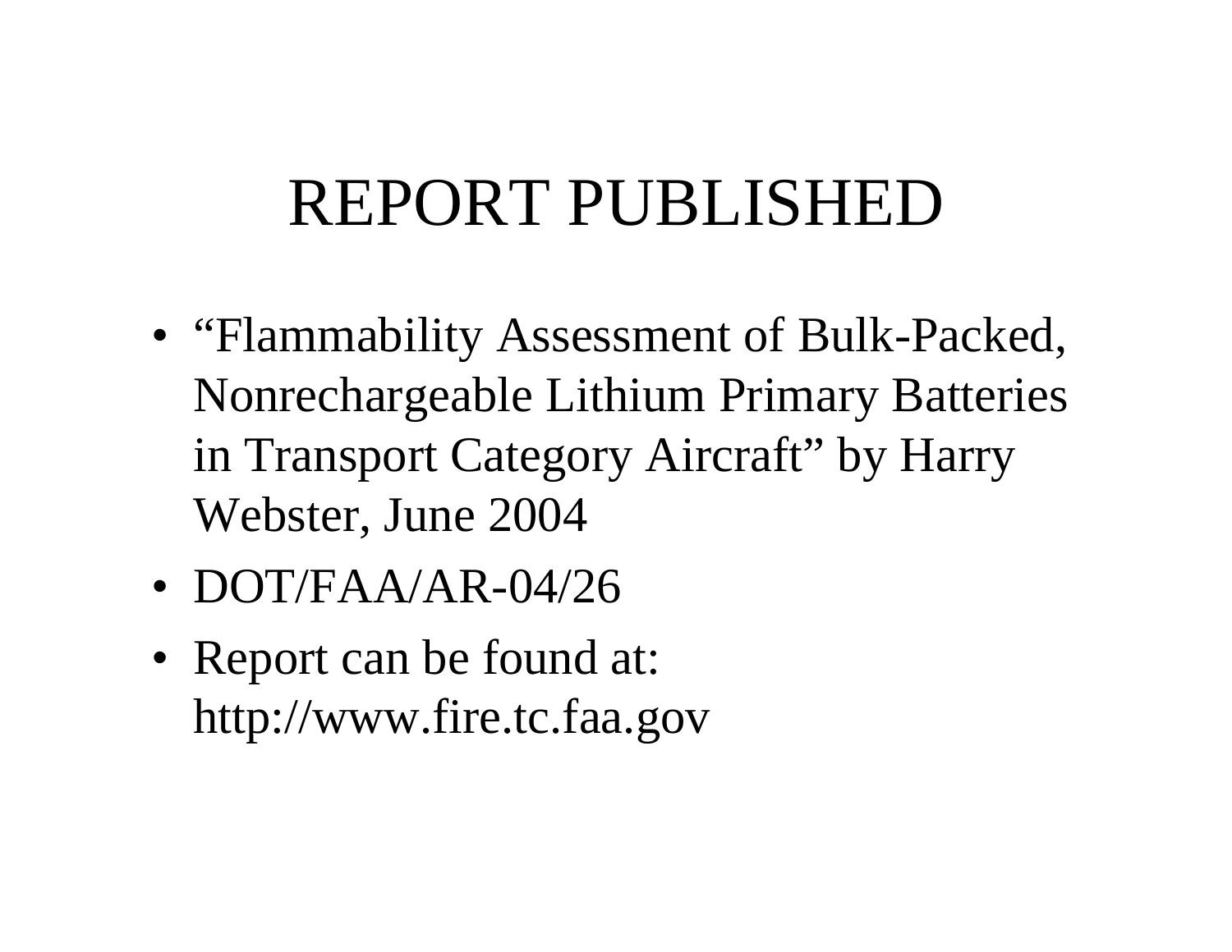# REPORT PUBLISHED

- "Flammability Assessment of Bulk-Packed, Nonrechargeable Lithium Primary Batteries in Transport Category Aircraft" by Harry Webster, June 2004
- DOT/FAA/AR-04/26
- Report can be found at: http://www.fire.tc.faa.gov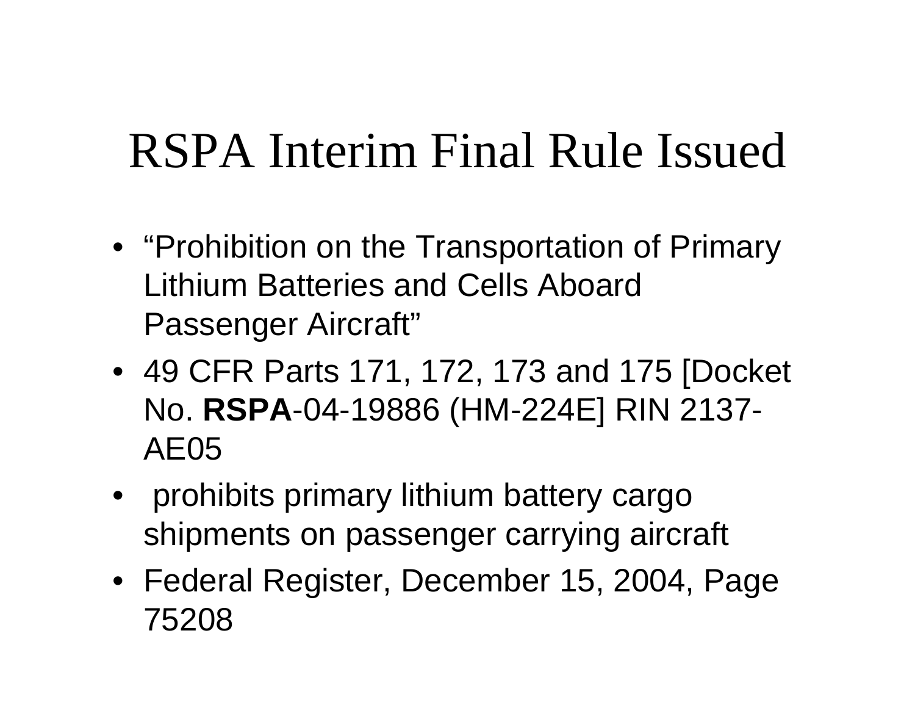# RSPA Interim Final Rule Issued

- “Prohibition on the Transportation of Primary Lithium Batteries and Cells Aboard Passenger Aircraft”
- 49 CFR Parts 171, 172, 173 and 175 [Docket No. **RSPA**-04-19886 (HM-224E] RIN 2137-AE05
- prohibits primary lithium battery cargo shipments on passenger carrying aircraft
- Federal Register, December 15, 2004, Page 75208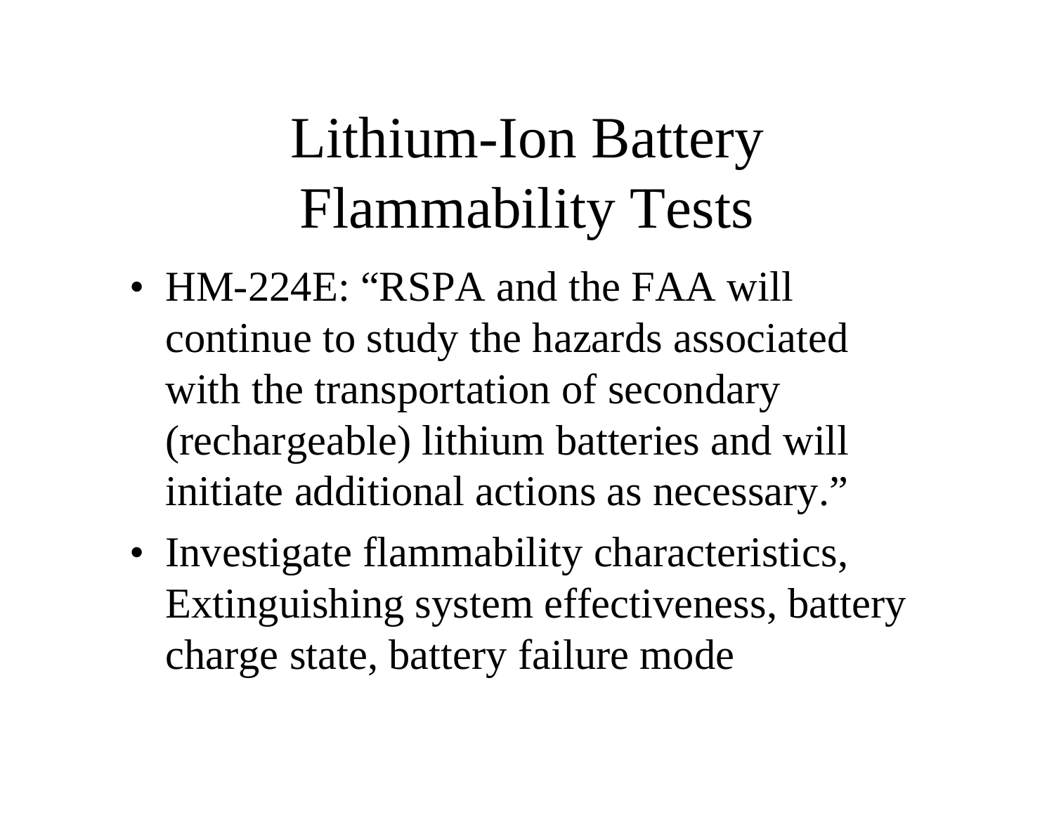# Lithium-Ion Battery Flammability Tests

- HM-224E: “RSPA and the FAA will continue to study the hazards associated with the transportation of secondary (rechargeable) lithium batteries and will initiate additional actions as necessary.”
- Investigate flammability characteristics, Extinguishing system effectiveness, battery charge state, battery failure mode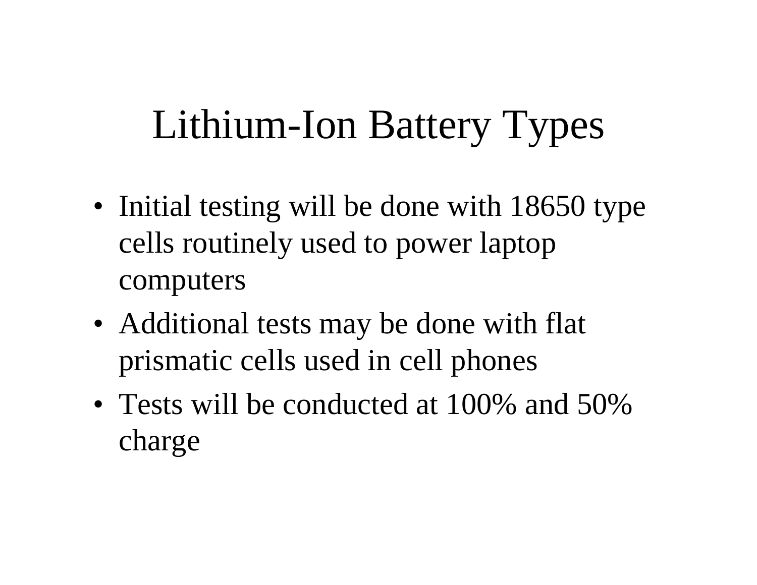# Lithium-Ion Battery Types

- Initial testing will be done with 18650 type cells routinely used to power laptop computers
- Additional tests may be done with flat prismatic cells used in cell phones
- Tests will be conducted at 100% and 50% charge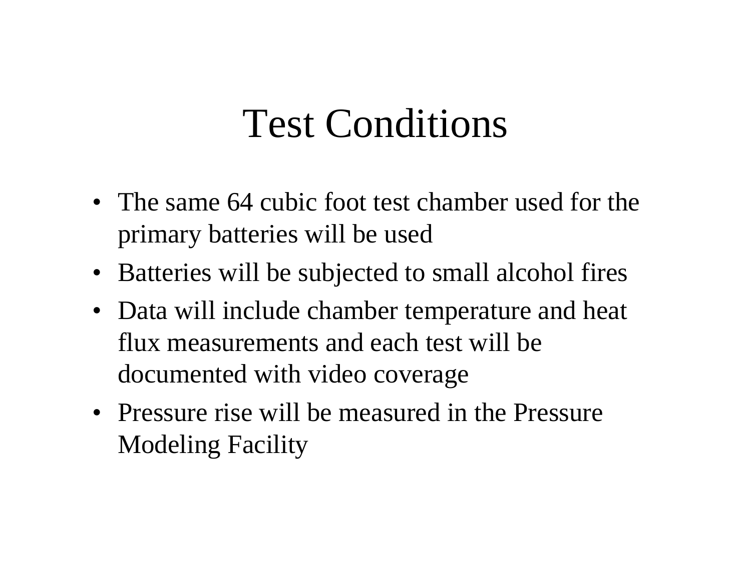# Test Conditions

- The same 64 cubic foot test chamber used for the primary batteries will be used
- Batteries will be subjected to small alcohol fires
- Data will include chamber temperature and heat flux measurements and each test will be documented with video coverage
- Pressure rise will be measured in the Pressure Modeling Facility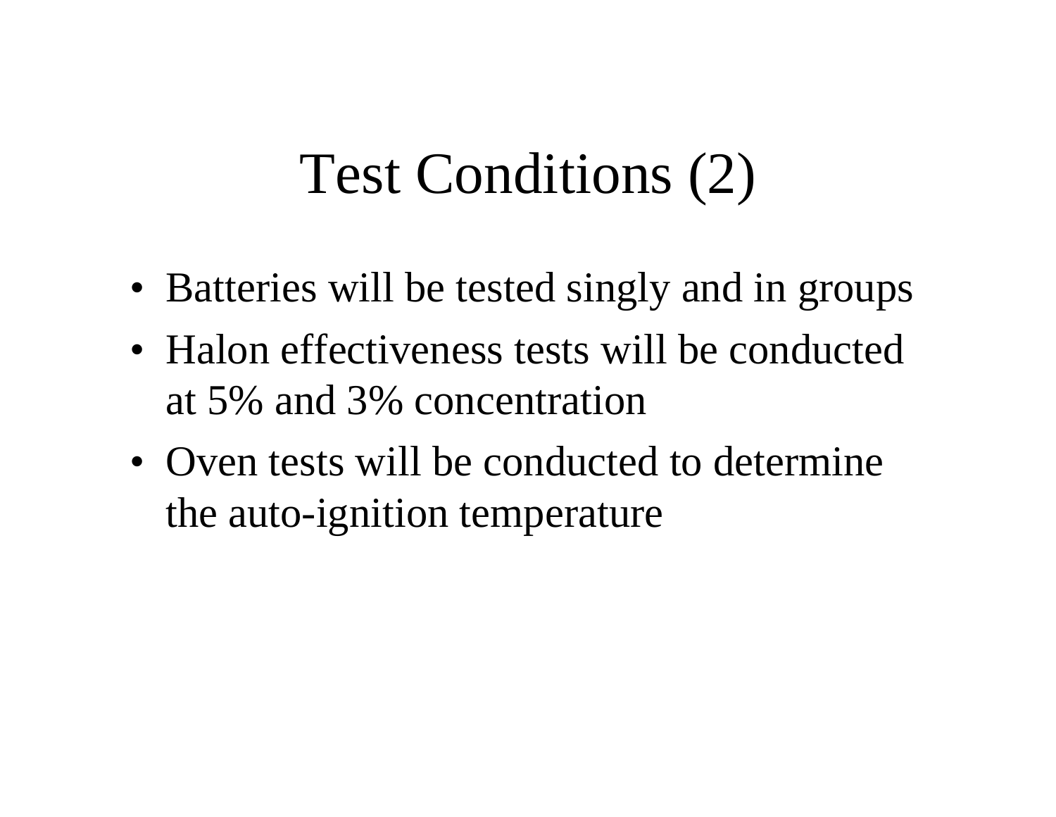# Test Conditions (2)

- Batteries will be tested singly and in groups
- Halon effectiveness tests will be conducted at 5% and 3% concentration
- Oven tests will be conducted to determine the auto-ignition temperature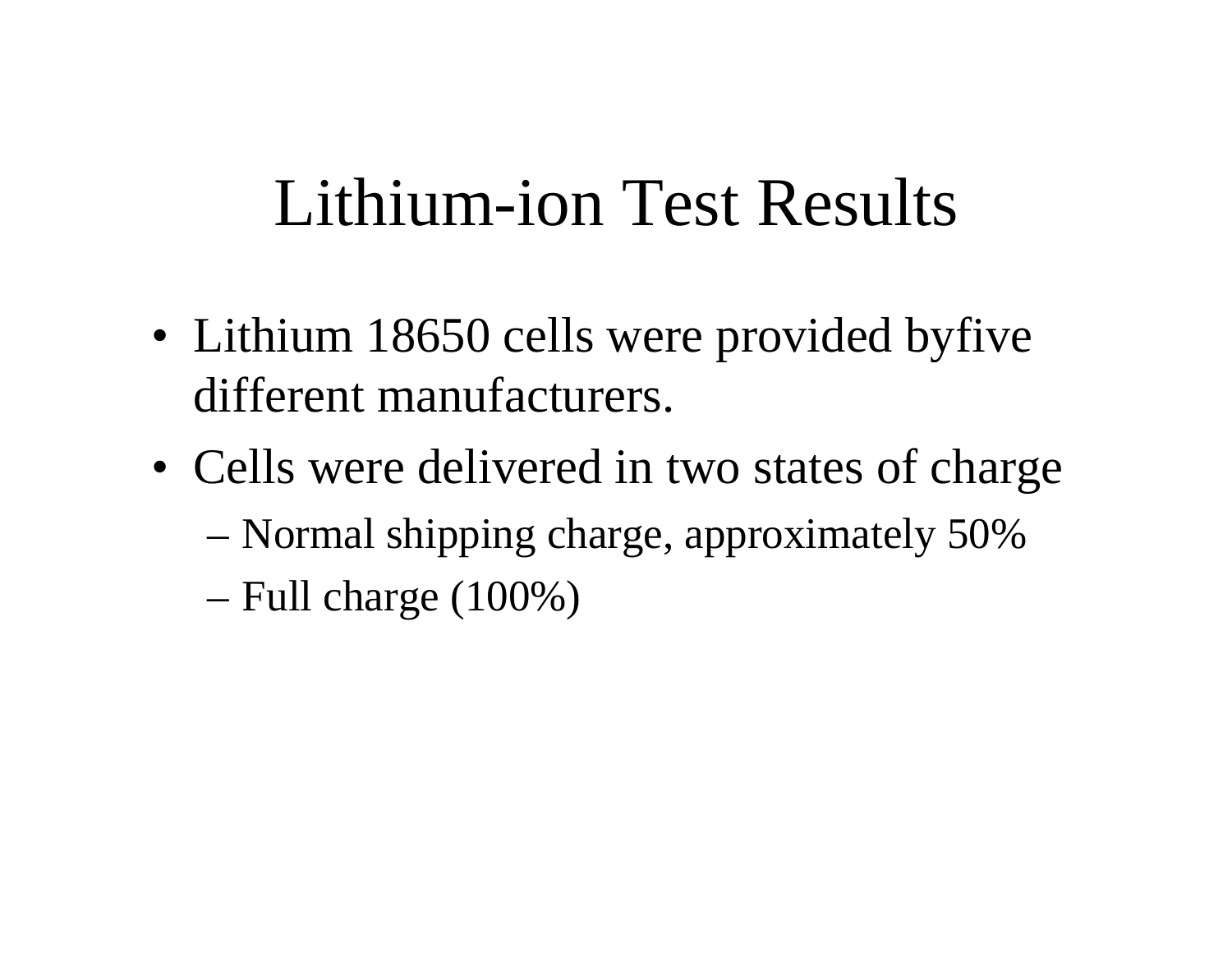# Lithium-ion Test Results

- Lithium 18650 cells were provided byfive different manufacturers.
- Cells were delivered in two states of charge
  - Normal shipping charge, approximately 50%
  - Full charge (100%)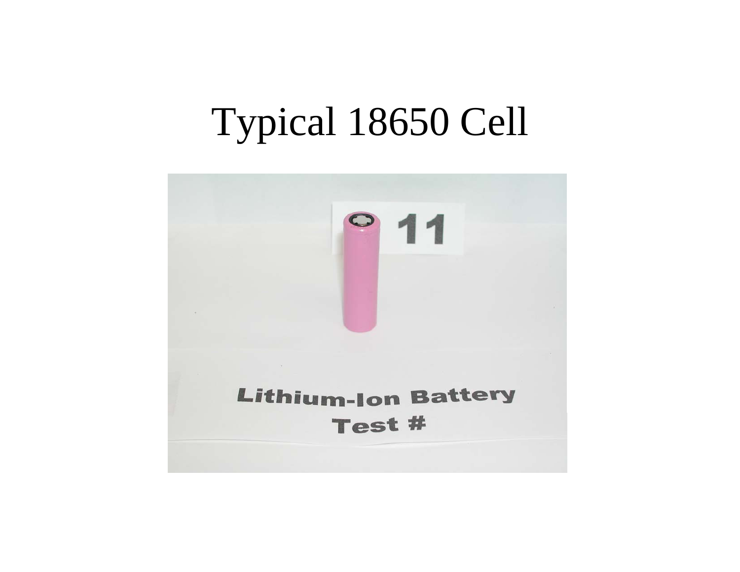# Typical 18650 Cell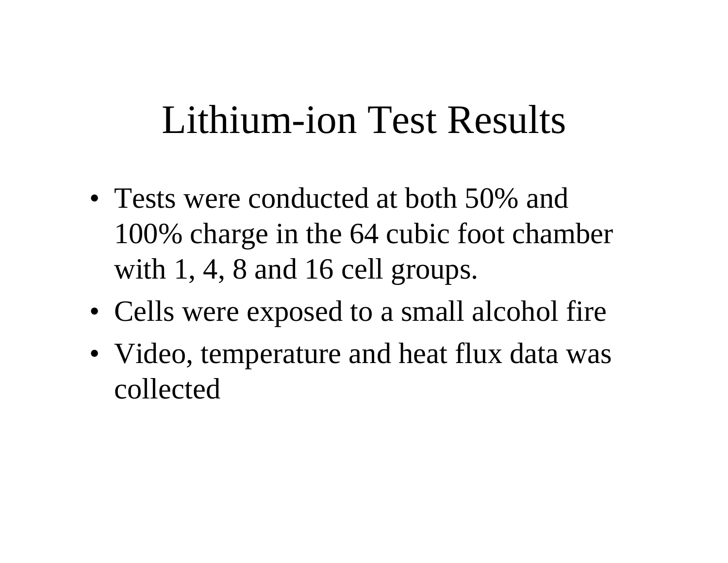# Lithium-ion Test Results

- Tests were conducted at both 50% and 100% charge in the 64 cubic foot chamber with 1, 4, 8 and 16 cell groups.
- Cells were exposed to a small alcohol fire
- Video, temperature and heat flux data was collected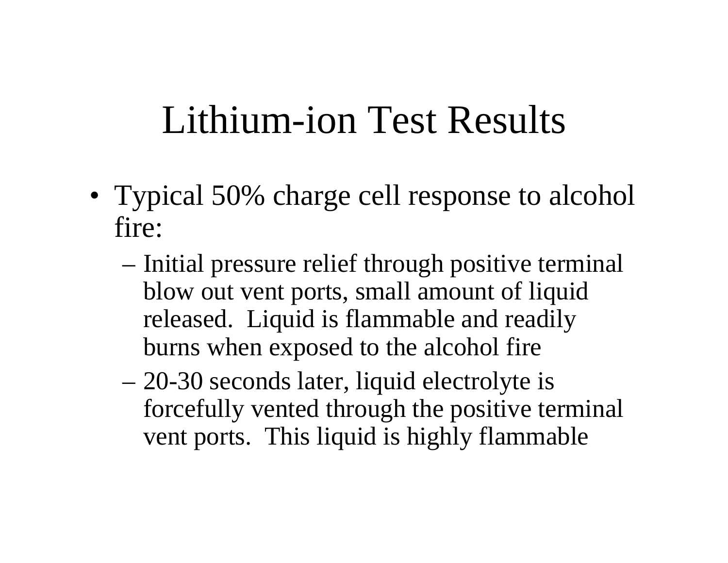# Lithium-ion Test Results

- Typical 50% charge cell response to alcohol fire:
  - Initial pressure relief through positive terminal blow out vent ports, small amount of liquid released. Liquid is flammable and readily burns when exposed to the alcohol fire
  - 20-30 seconds later, liquid electrolyte is forcefully vented through the positive terminal vent ports. This liquid is highly flammable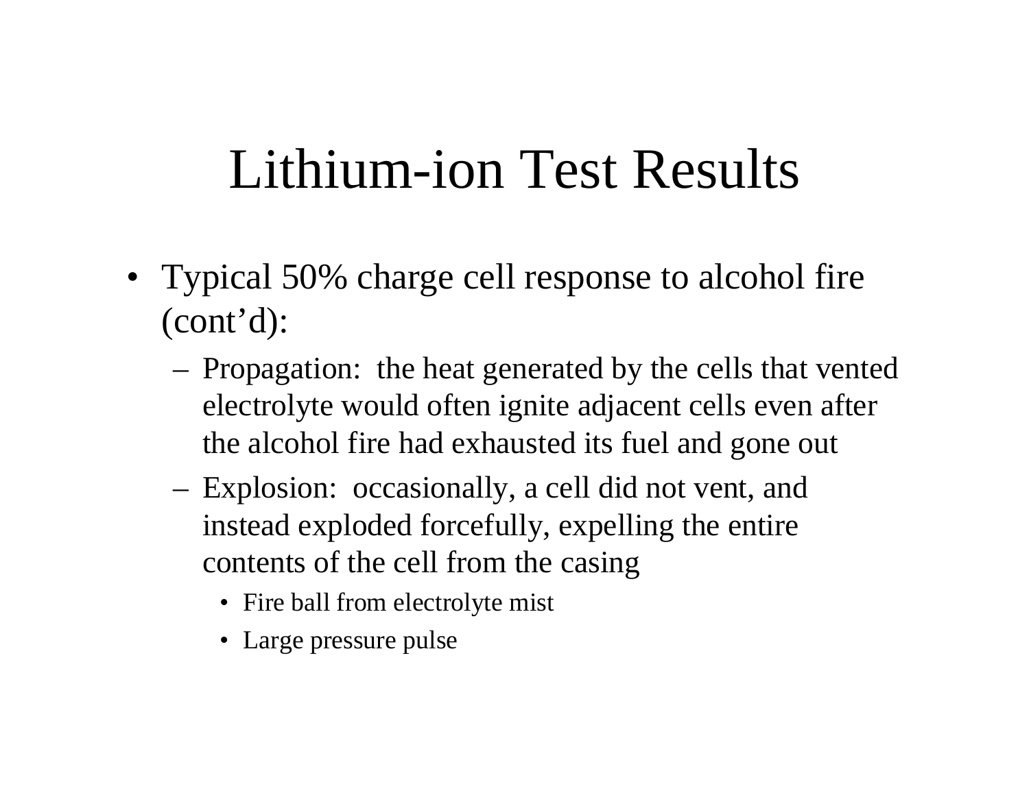# Lithium-ion Test Results

- Typical 50% charge cell response to alcohol fire (cont'd):
  - Propagation: the heat generated by the cells that vented electrolyte would often ignite adjacent cells even after the alcohol fire had exhausted its fuel and gone out
  - Explosion: occasionally, a cell did not vent, and instead exploded forcefully, expelling the entire contents of the cell from the casing
    - Fire ball from electrolyte mist
    - Large pressure pulse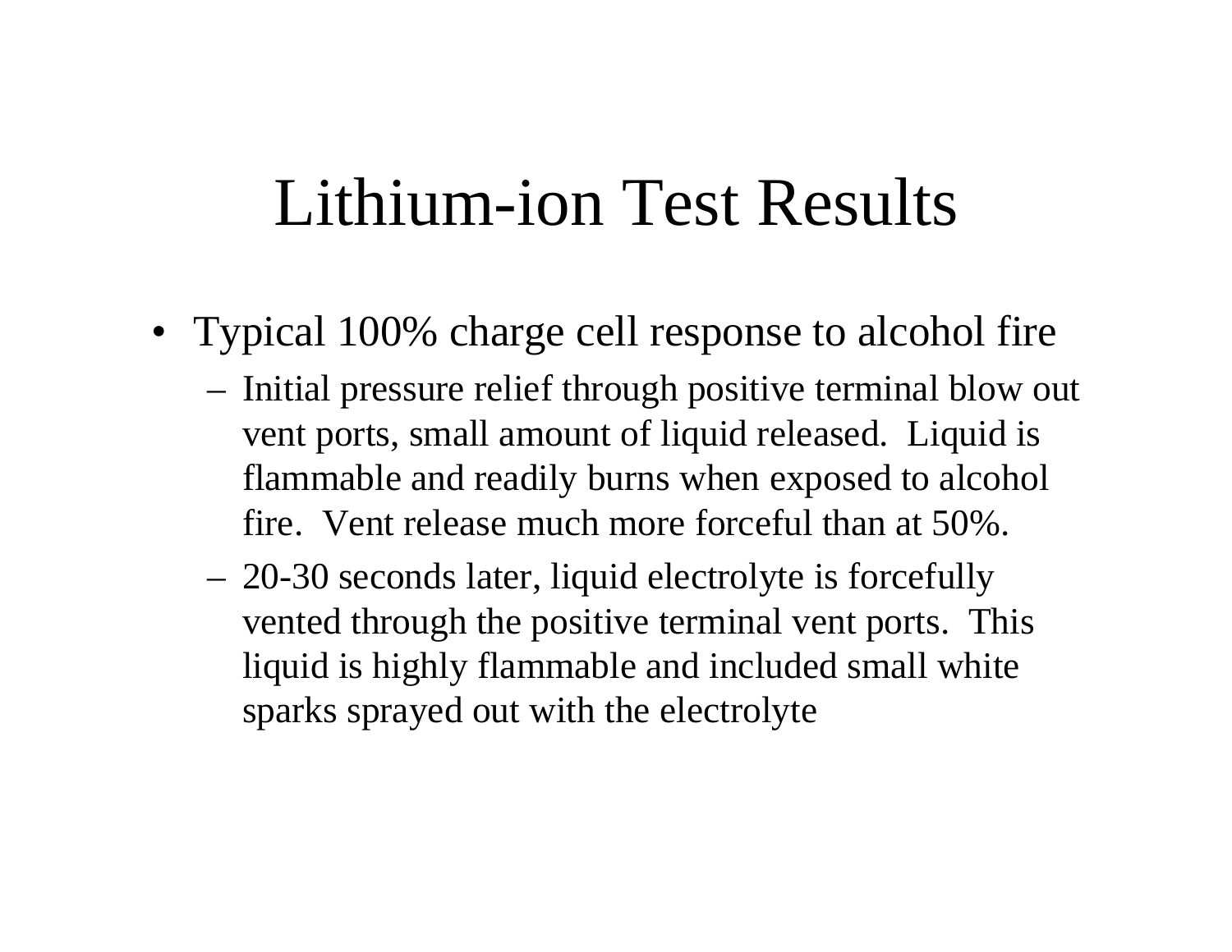# Lithium-ion Test Results

- Typical 100% charge cell response to alcohol fire
  - Initial pressure relief through positive terminal blow out vent ports, small amount of liquid released. Liquid is flammable and readily burns when exposed to alcohol fire. Vent release much more forceful than at 50%.
  - 20-30 seconds later, liquid electrolyte is forcefully vented through the positive terminal vent ports. This liquid is highly flammable and included small white sparks sprayed out with the electrolyte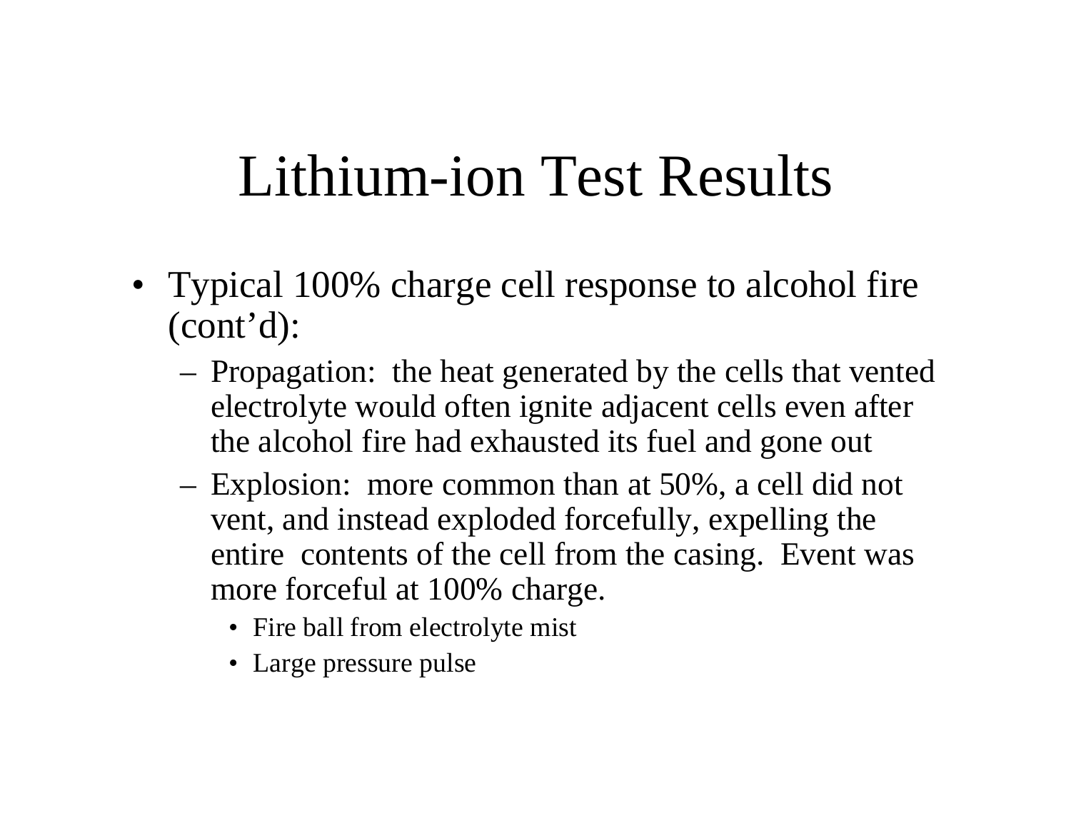# Lithium-ion Test Results

- Typical 100% charge cell response to alcohol fire (cont'd):
  - Propagation: the heat generated by the cells that vented electrolyte would often ignite adjacent cells even after the alcohol fire had exhausted its fuel and gone out
  - Explosion: more common than at 50%, a cell did not vent, and instead exploded forcefully, expelling the entire contents of the cell from the casing. Event was more forceful at 100% charge.
    - Fire ball from electrolyte mist
    - Large pressure pulse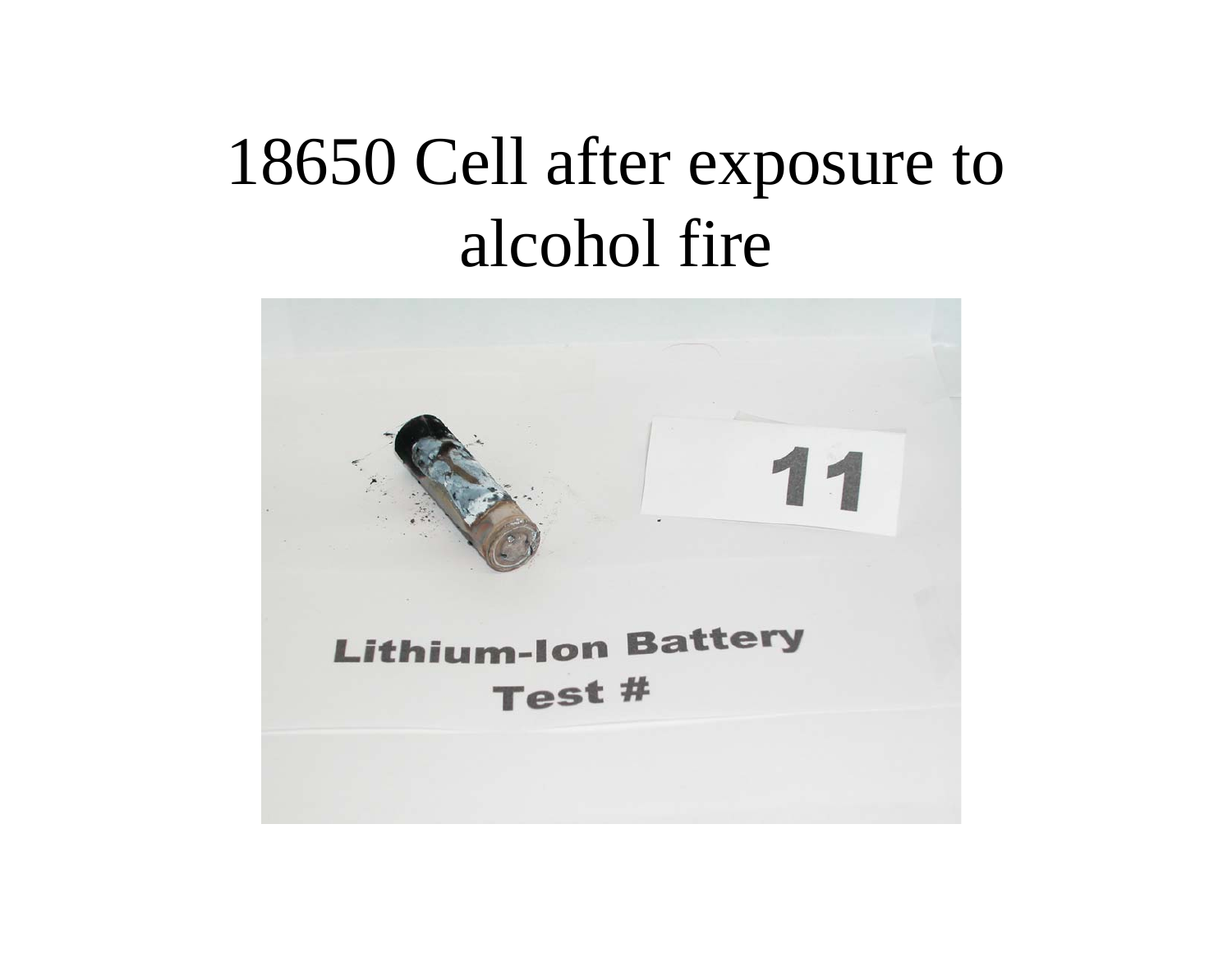# 18650 Cell after exposure to alcohol fire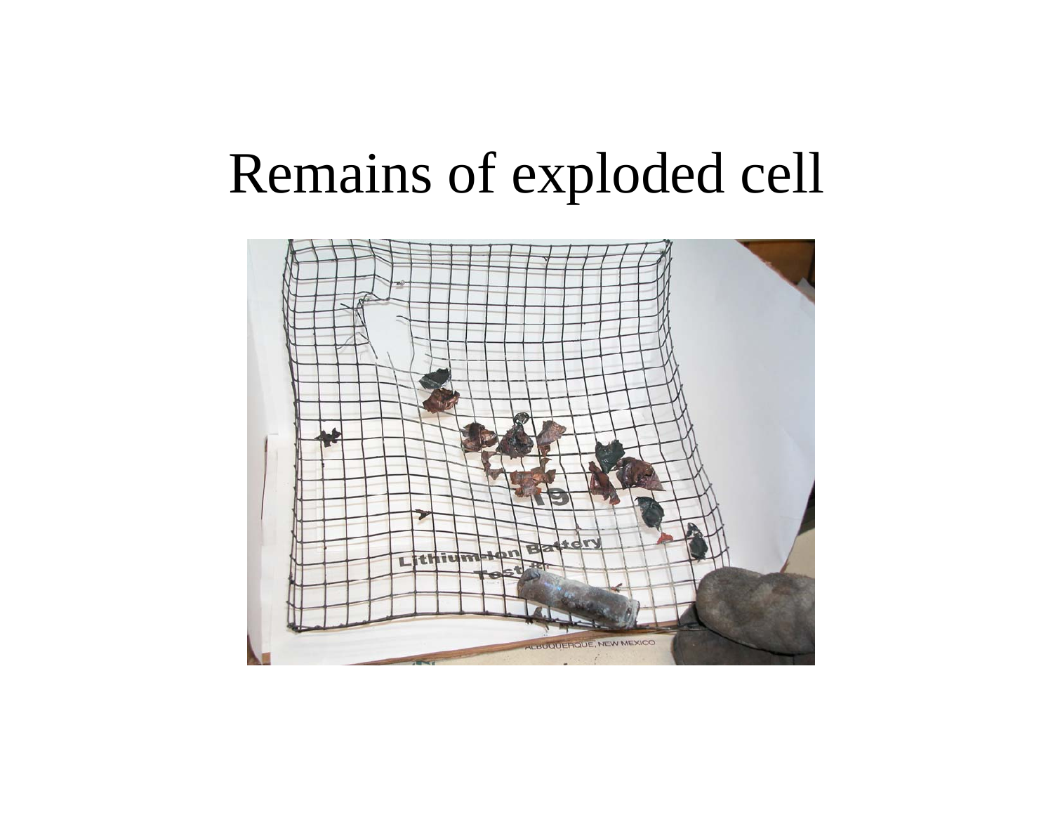# Remains of exploded cell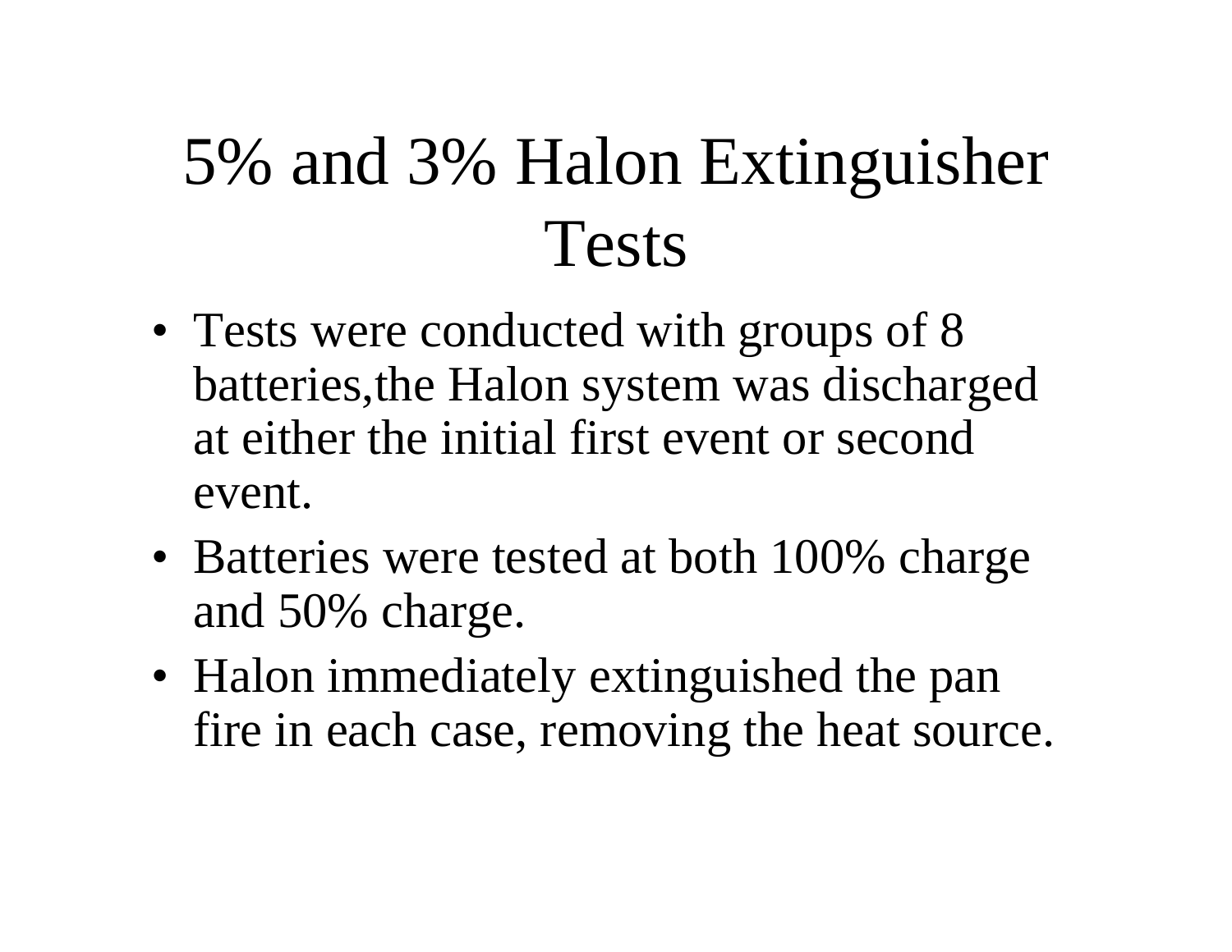# 5% and 3% Halon Extinguisher Tests

- Tests were conducted with groups of 8 batteries,the Halon system was discharged at either the initial first event or second event.
- Batteries were tested at both 100% charge and 50% charge.
- Halon immediately extinguished the pan fire in each case, removing the heat source.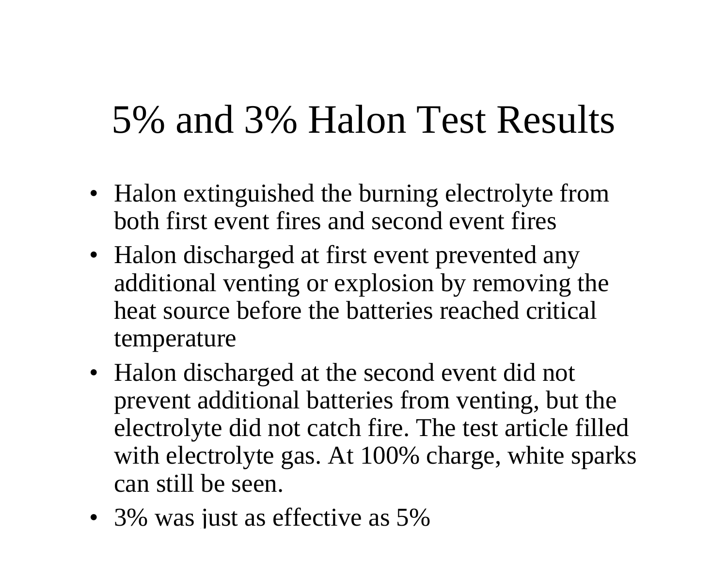# 5% and 3% Halon Test Results

- Halon extinguished the burning electrolyte from both first event fires and second event fires
- Halon discharged at first event prevented any additional venting or explosion by removing the heat source before the batteries reached critical temperature
- Halon discharged at the second event did not prevent additional batteries from venting, but the electrolyte did not catch fire. The test article filled with electrolyte gas. At 100% charge, white sparks can still be seen.
- 3% was just as effective as 5%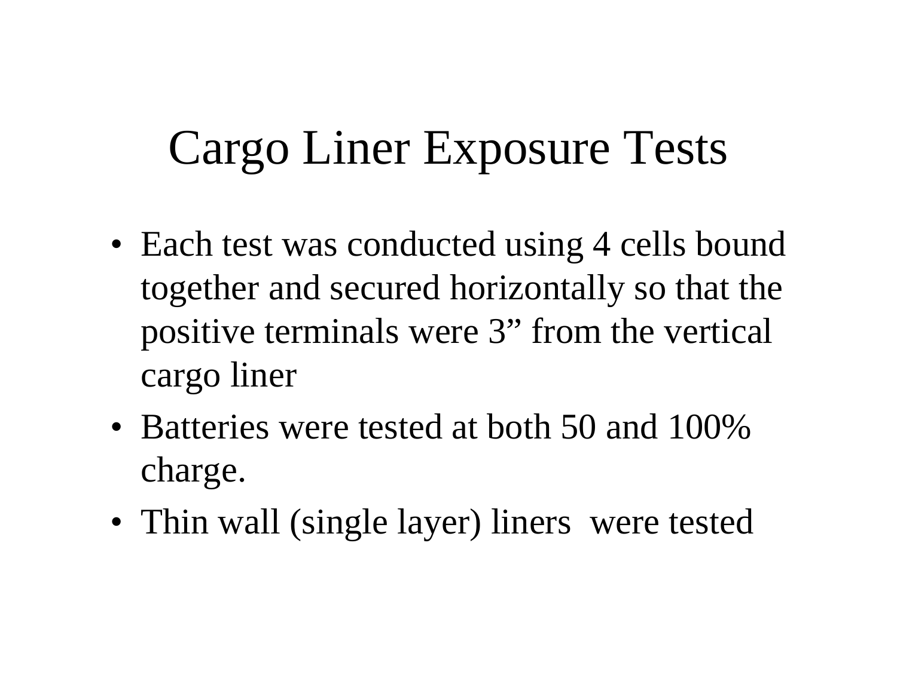# Cargo Liner Exposure Tests

- Each test was conducted using 4 cells bound together and secured horizontally so that the positive terminals were 3” from the vertical cargo liner
- Batteries were tested at both 50 and 100% charge.
- Thin wall (single layer) liners were tested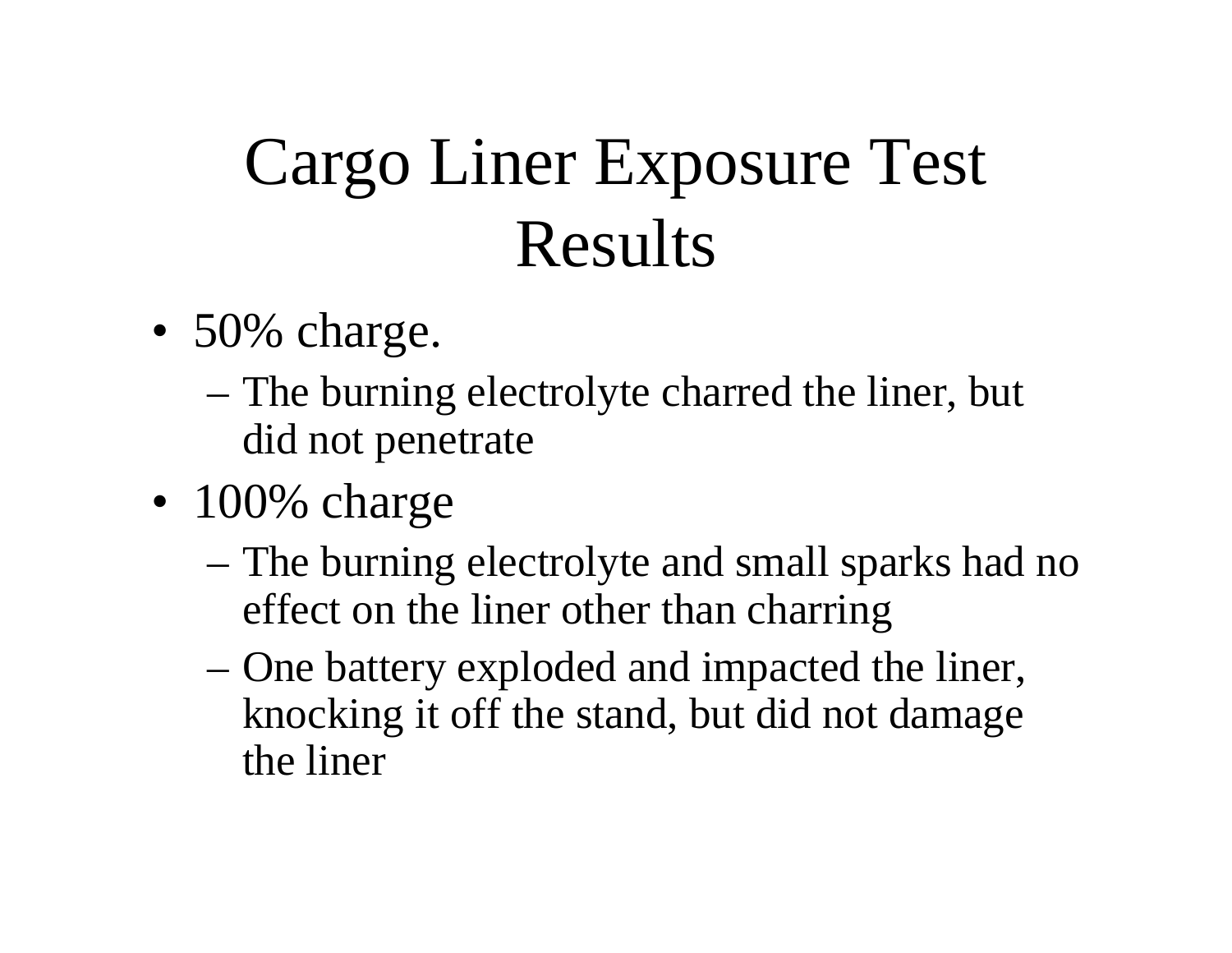# Cargo Liner Exposure Test Results

- 50% charge.
  - The burning electrolyte charred the liner, but did not penetrate
- 100% charge
  - The burning electrolyte and small sparks had no effect on the liner other than charring
  - One battery exploded and impacted the liner, knocking it off the stand, but did not damage the liner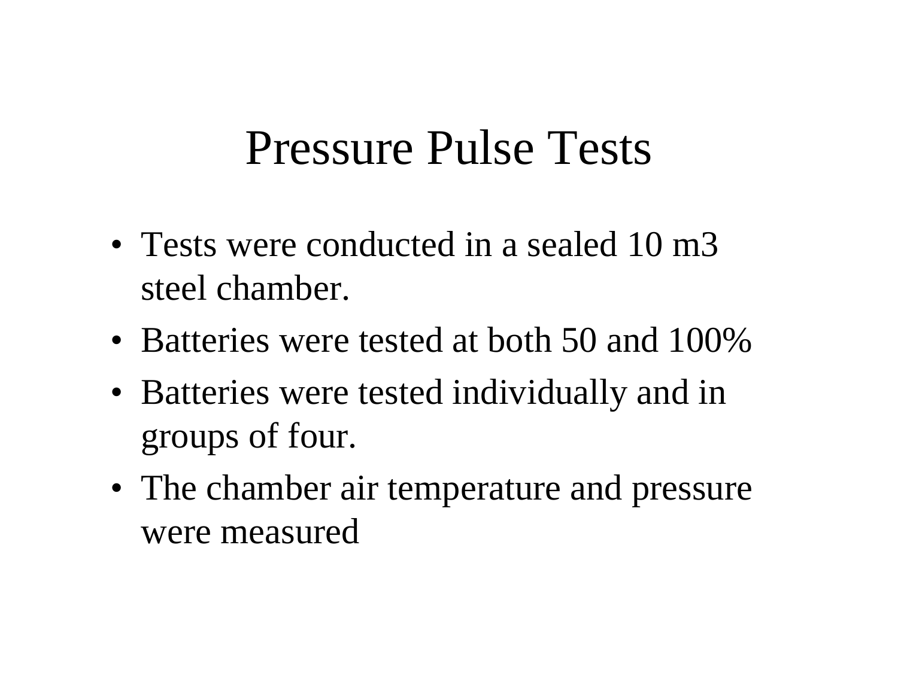# Pressure Pulse Tests

- Tests were conducted in a sealed 10 m3 steel chamber.
- Batteries were tested at both 50 and 100%
- Batteries were tested individually and in groups of four.
- The chamber air temperature and pressure were measured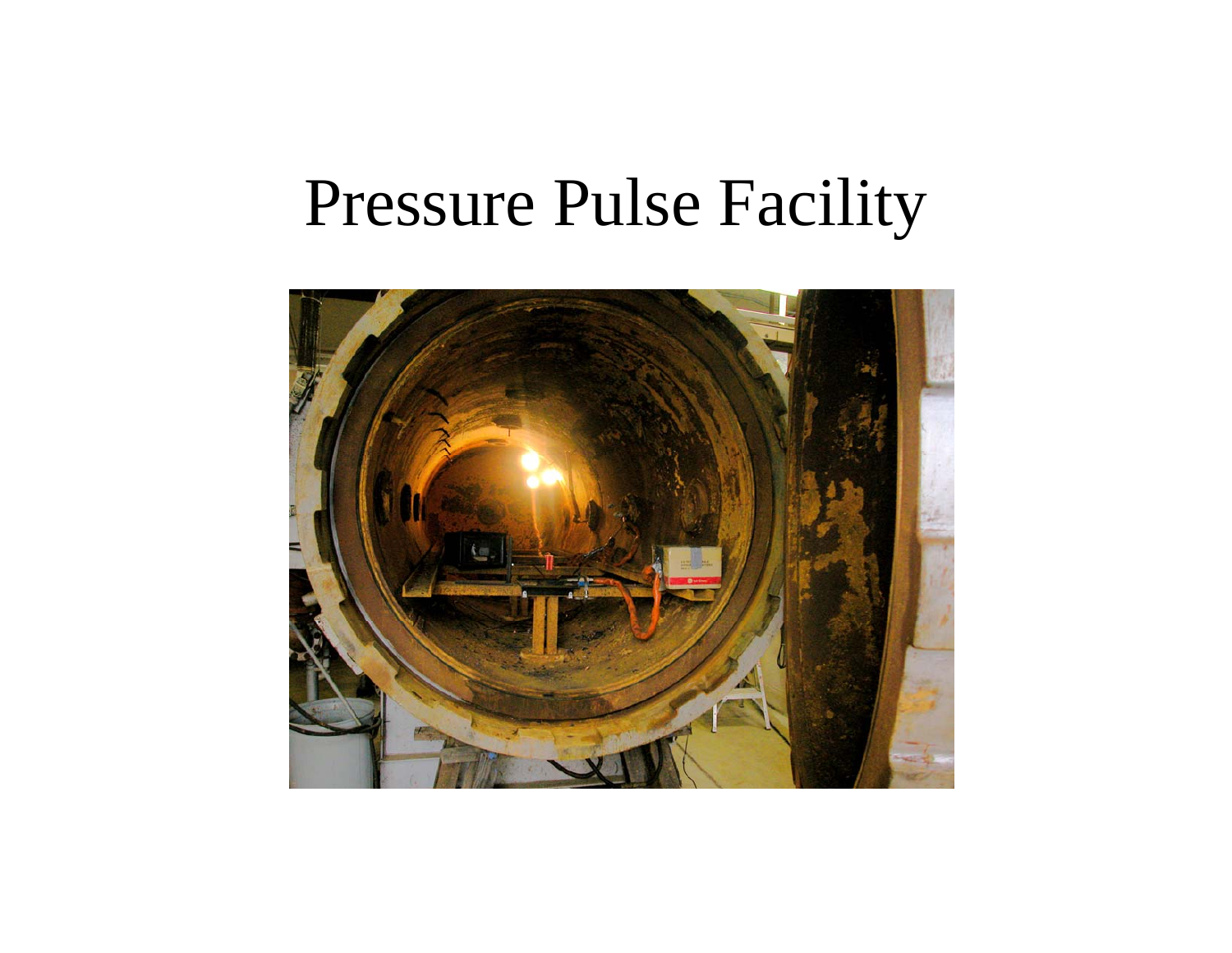# Pressure Pulse Facility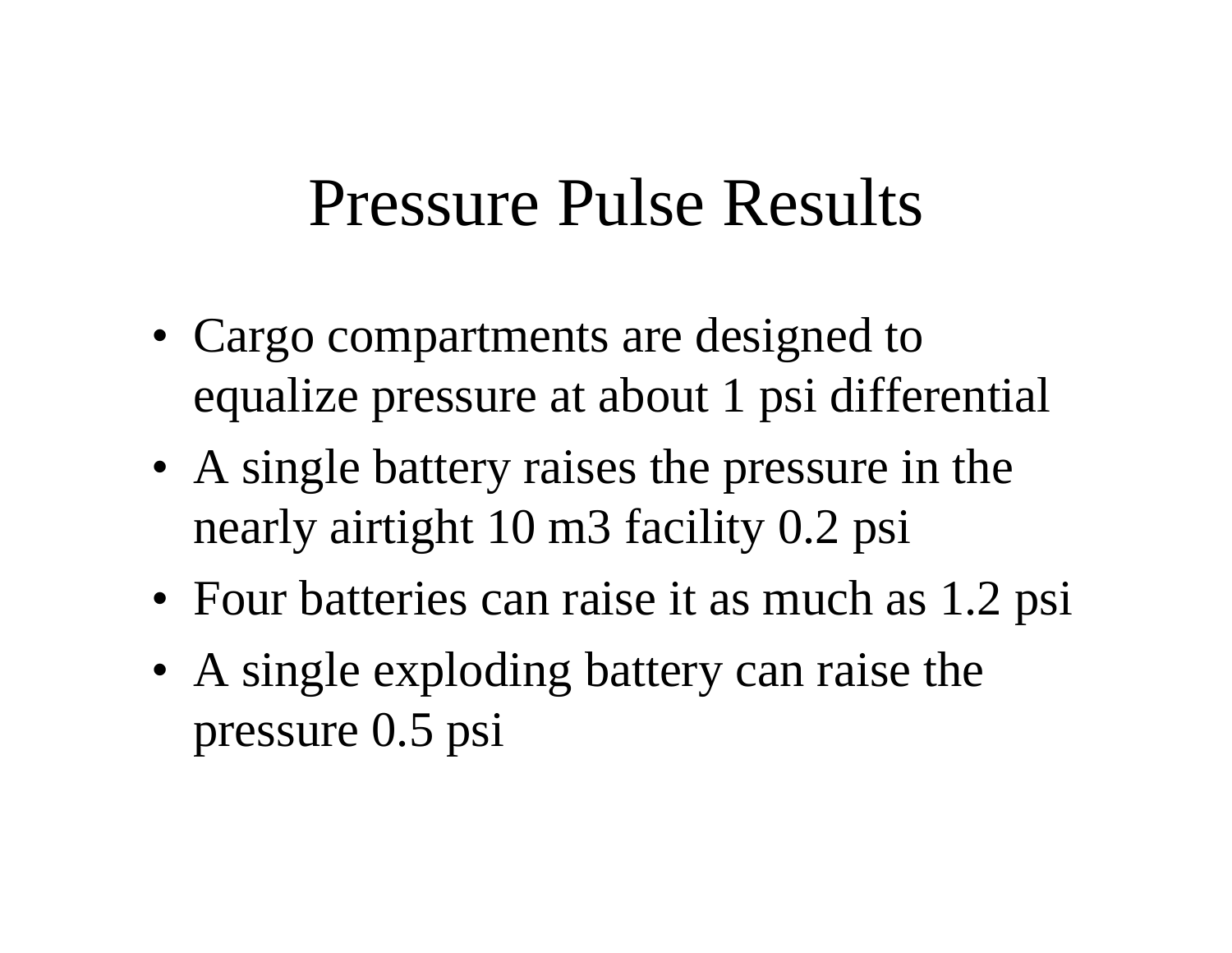# Pressure Pulse Results

- Cargo compartments are designed to equalize pressure at about 1 psi differential
- A single battery raises the pressure in the nearly airtight 10 m3 facility 0.2 psi
- Four batteries can raise it as much as 1.2 psi
- A single exploding battery can raise the pressure 0.5 psi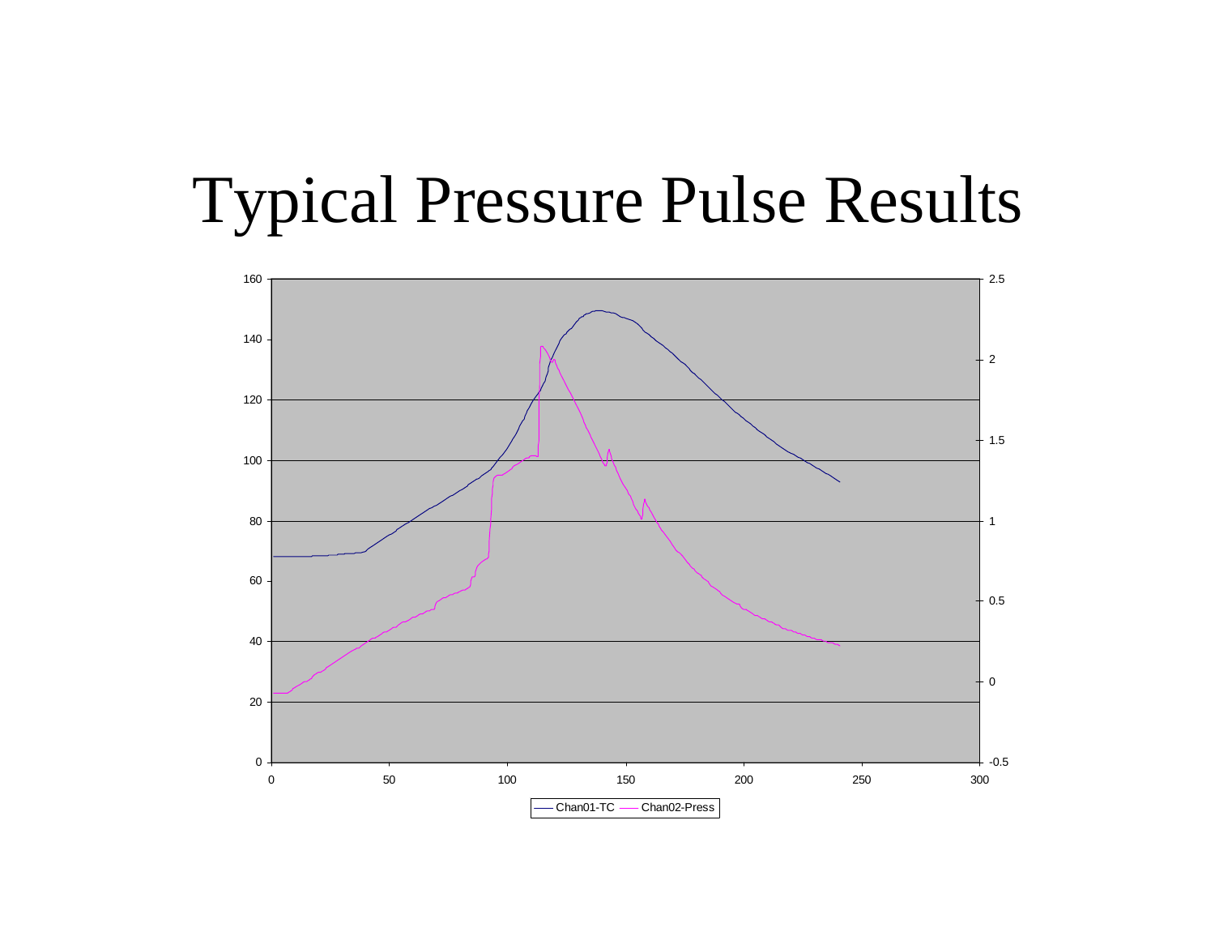# Typical Pressure Pulse Results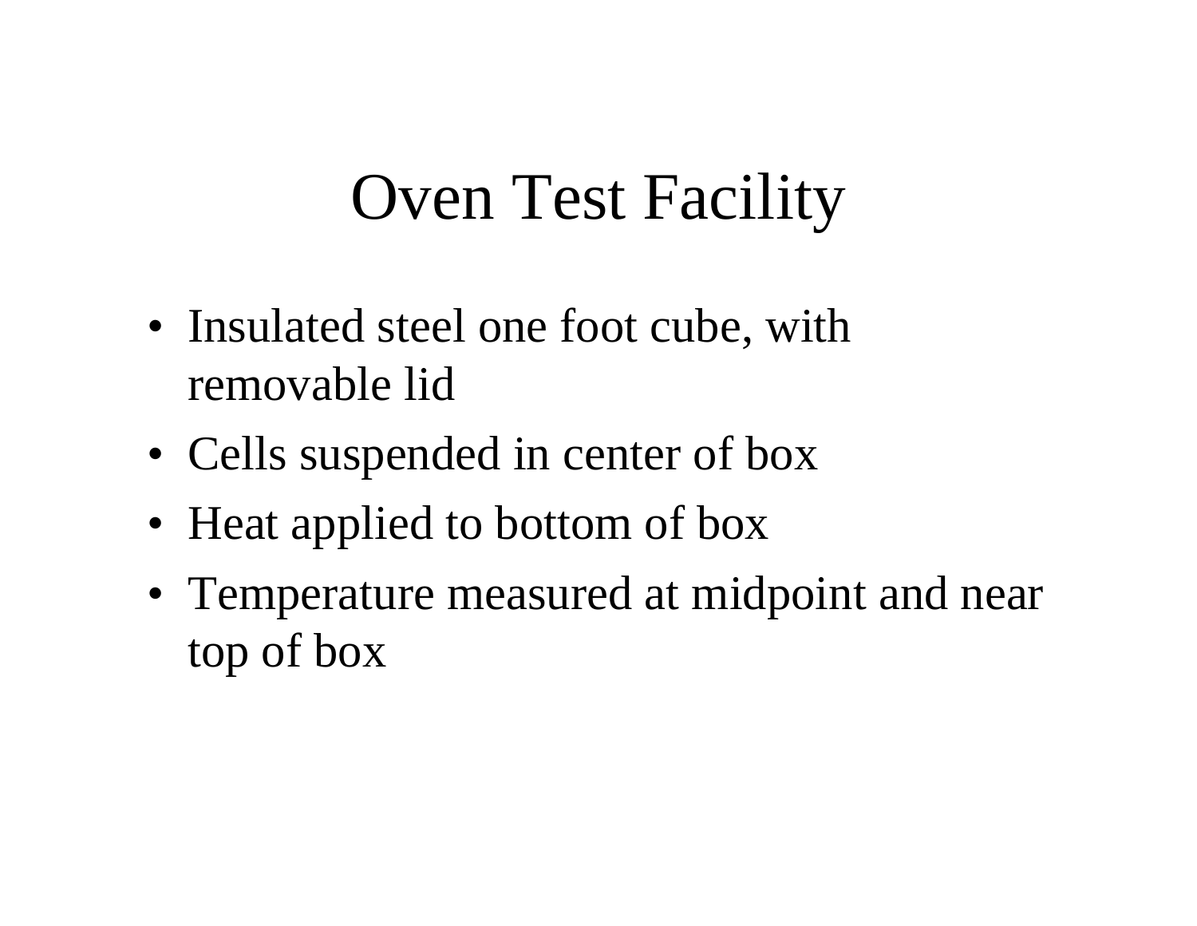# Oven Test Facility

- Insulated steel one foot cube, with removable lid
- Cells suspended in center of box
- Heat applied to bottom of box
- Temperature measured at midpoint and near top of box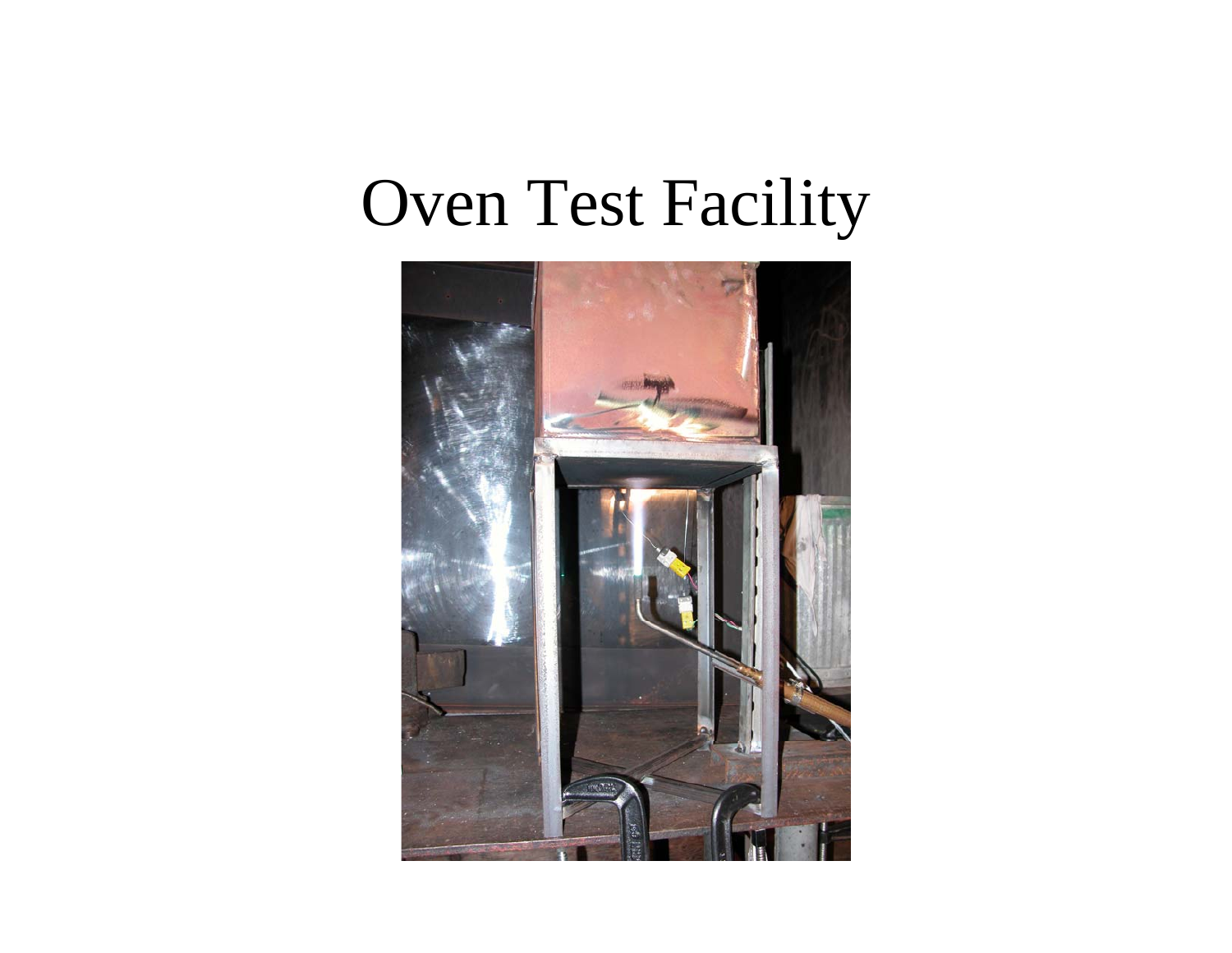# Oven Test Facility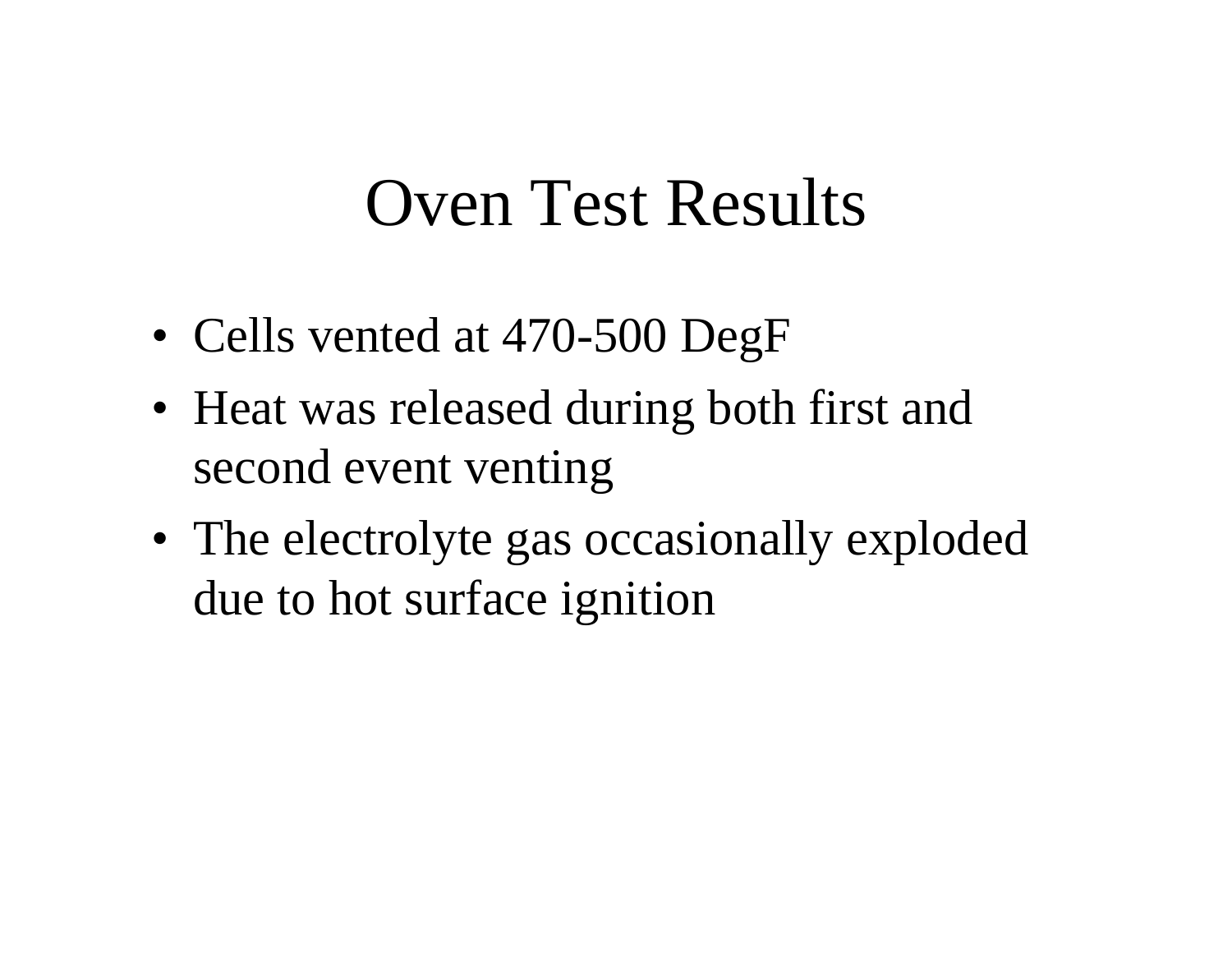# Oven Test Results

- Cells vented at 470-500 DegF
- Heat was released during both first and second event venting
- The electrolyte gas occasionally exploded due to hot surface ignition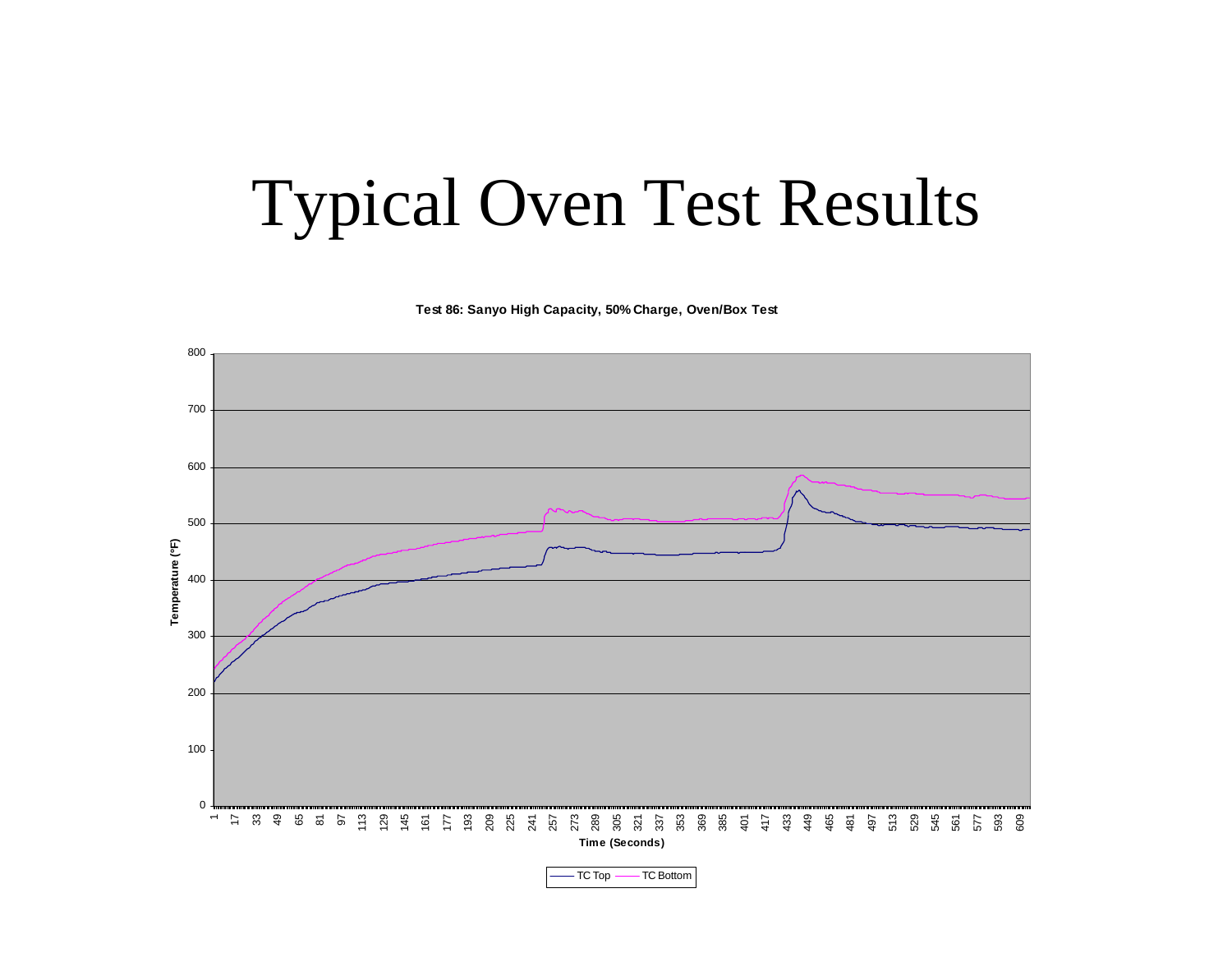# Typical Oven Test Results

**Test 86: Sanyo High Capacity, 50% Charge, Oven/Box Test**

Temperature (°F)

Time (Seconds)

TC Top — TC Bottom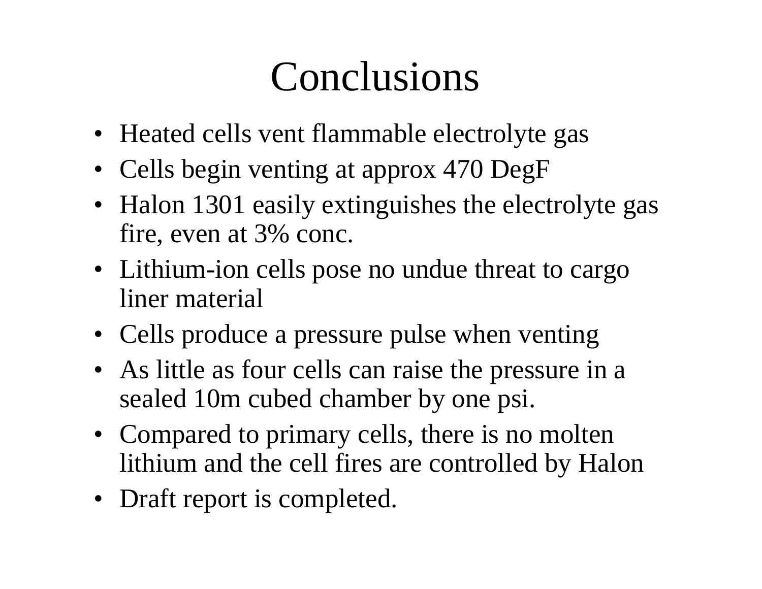# Conclusions

- Heated cells vent flammable electrolyte gas
- Cells begin venting at approx 470 DegF
- Halon 1301 easily extinguishes the electrolyte gas fire, even at 3% conc.
- Lithium-ion cells pose no undue threat to cargo liner material
- Cells produce a pressure pulse when venting
- As little as four cells can raise the pressure in a sealed 10m cubed chamber by one psi.
- Compared to primary cells, there is no molten lithium and the cell fires are controlled by Halon
- Draft report is completed.